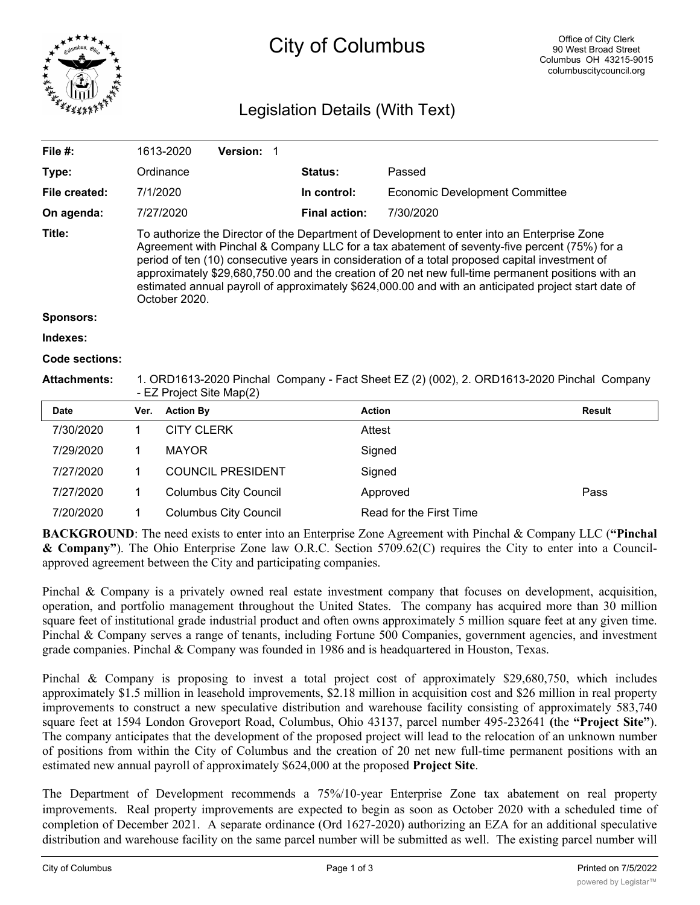# City of Columbus

Office of City Clerk
90 West Broad Street
Columbus OH 43215-9015
columbuscitycouncil.org

## Legislation Details (With Text)

| | | | |
|---|---|---|---|
| **File #:** | 1613-2020 **Version:** 1 | | |
| **Type:** | Ordinance | **Status:** | Passed |
| **File created:** | 7/1/2020 | **In control:** | Economic Development Committee |
| **On agenda:** | 7/27/2020 | **Final action:** | 7/30/2020 |

**Title:** To authorize the Director of the Department of Development to enter into an Enterprise Zone Agreement with Pinchal & Company LLC for a tax abatement of seventy-five percent (75%) for a period of ten (10) consecutive years in consideration of a total proposed capital investment of approximately $29,680,750.00 and the creation of 20 net new full-time permanent positions with an estimated annual payroll of approximately $624,000.00 and with an anticipated project start date of October 2020.

**Sponsors:**

**Indexes:**

**Code sections:**

**Attachments:** 1. ORD1613-2020 Pinchal Company - Fact Sheet EZ (2) (002), 2. ORD1613-2020 Pinchal Company - EZ Project Site Map(2)

| Date | Ver. | Action By | Action | Result |
|---|---|---|---|---|
| 7/30/2020 | 1 | CITY CLERK | Attest | |
| 7/29/2020 | 1 | MAYOR | Signed | |
| 7/27/2020 | 1 | COUNCIL PRESIDENT | Signed | |
| 7/27/2020 | 1 | Columbus City Council | Approved | Pass |
| 7/20/2020 | 1 | Columbus City Council | Read for the First Time | |

**BACKGROUND**: The need exists to enter into an Enterprise Zone Agreement with Pinchal & Company LLC (**"Pinchal & Company"**). The Ohio Enterprise Zone law O.R.C. Section 5709.62(C) requires the City to enter into a Council-approved agreement between the City and participating companies.

Pinchal & Company is a privately owned real estate investment company that focuses on development, acquisition, operation, and portfolio management throughout the United States. The company has acquired more than 30 million square feet of institutional grade industrial product and often owns approximately 5 million square feet at any given time. Pinchal & Company serves a range of tenants, including Fortune 500 Companies, government agencies, and investment grade companies. Pinchal & Company was founded in 1986 and is headquartered in Houston, Texas.

Pinchal & Company is proposing to invest a total project cost of approximately $29,680,750, which includes approximately $1.5 million in leasehold improvements, $2.18 million in acquisition cost and $26 million in real property improvements to construct a new speculative distribution and warehouse facility consisting of approximately 583,740 square feet at 1594 London Groveport Road, Columbus, Ohio 43137, parcel number 495-232641 **(**the **"Project Site"**). The company anticipates that the development of the proposed project will lead to the relocation of an unknown number of positions from within the City of Columbus and the creation of 20 net new full-time permanent positions with an estimated new annual payroll of approximately $624,000 at the proposed **Project Site**.

The Department of Development recommends a 75%/10-year Enterprise Zone tax abatement on real property improvements. Real property improvements are expected to begin as soon as October 2020 with a scheduled time of completion of December 2021. A separate ordinance (Ord 1627-2020) authorizing an EZA for an additional speculative distribution and warehouse facility on the same parcel number will be submitted as well. The existing parcel number will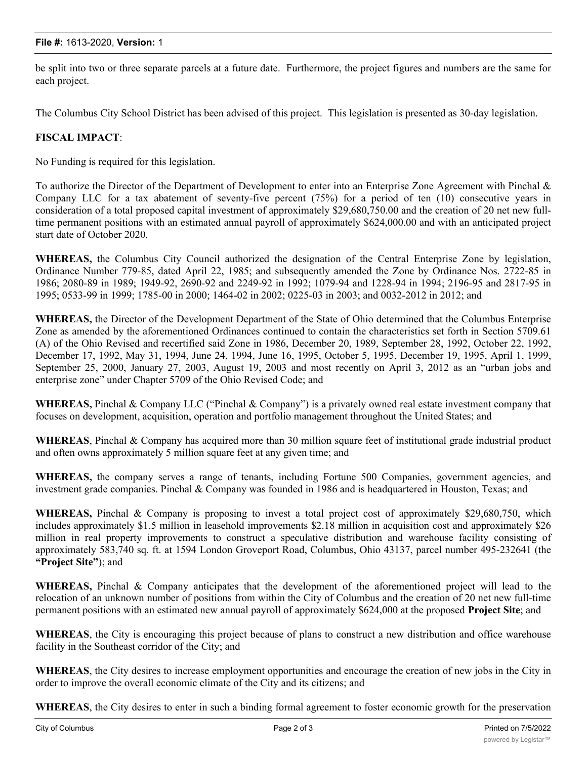be split into two or three separate parcels at a future date. Furthermore, the project figures and numbers are the same for each project.

The Columbus City School District has been advised of this project. This legislation is presented as 30-day legislation.

**FISCAL IMPACT**:

No Funding is required for this legislation.

To authorize the Director of the Department of Development to enter into an Enterprise Zone Agreement with Pinchal & Company LLC for a tax abatement of seventy-five percent (75%) for a period of ten (10) consecutive years in consideration of a total proposed capital investment of approximately $29,680,750.00 and the creation of 20 net new full-time permanent positions with an estimated annual payroll of approximately $624,000.00 and with an anticipated project start date of October 2020.

**WHEREAS,** the Columbus City Council authorized the designation of the Central Enterprise Zone by legislation, Ordinance Number 779-85, dated April 22, 1985; and subsequently amended the Zone by Ordinance Nos. 2722-85 in 1986; 2080-89 in 1989; 1949-92, 2690-92 and 2249-92 in 1992; 1079-94 and 1228-94 in 1994; 2196-95 and 2817-95 in 1995; 0533-99 in 1999; 1785-00 in 2000; 1464-02 in 2002; 0225-03 in 2003; and 0032-2012 in 2012; and

**WHEREAS,** the Director of the Development Department of the State of Ohio determined that the Columbus Enterprise Zone as amended by the aforementioned Ordinances continued to contain the characteristics set forth in Section 5709.61 (A) of the Ohio Revised and recertified said Zone in 1986, December 20, 1989, September 28, 1992, October 22, 1992, December 17, 1992, May 31, 1994, June 24, 1994, June 16, 1995, October 5, 1995, December 19, 1995, April 1, 1999, September 25, 2000, January 27, 2003, August 19, 2003 and most recently on April 3, 2012 as an "urban jobs and enterprise zone" under Chapter 5709 of the Ohio Revised Code; and

**WHEREAS,** Pinchal & Company LLC ("Pinchal & Company") is a privately owned real estate investment company that focuses on development, acquisition, operation and portfolio management throughout the United States; and

**WHEREAS**, Pinchal & Company has acquired more than 30 million square feet of institutional grade industrial product and often owns approximately 5 million square feet at any given time; and

**WHEREAS,** the company serves a range of tenants, including Fortune 500 Companies, government agencies, and investment grade companies. Pinchal & Company was founded in 1986 and is headquartered in Houston, Texas; and

**WHEREAS,** Pinchal & Company is proposing to invest a total project cost of approximately $29,680,750, which includes approximately $1.5 million in leasehold improvements $2.18 million in acquisition cost and approximately $26 million in real property improvements to construct a speculative distribution and warehouse facility consisting of approximately 583,740 sq. ft. at 1594 London Groveport Road, Columbus, Ohio 43137, parcel number 495-232641 (the **"Project Site"**); and

**WHEREAS,** Pinchal & Company anticipates that the development of the aforementioned project will lead to the relocation of an unknown number of positions from within the City of Columbus and the creation of 20 net new full-time permanent positions with an estimated new annual payroll of approximately $624,000 at the proposed **Project Site**; and

**WHEREAS**, the City is encouraging this project because of plans to construct a new distribution and office warehouse facility in the Southeast corridor of the City; and

**WHEREAS**, the City desires to increase employment opportunities and encourage the creation of new jobs in the City in order to improve the overall economic climate of the City and its citizens; and

**WHEREAS**, the City desires to enter in such a binding formal agreement to foster economic growth for the preservation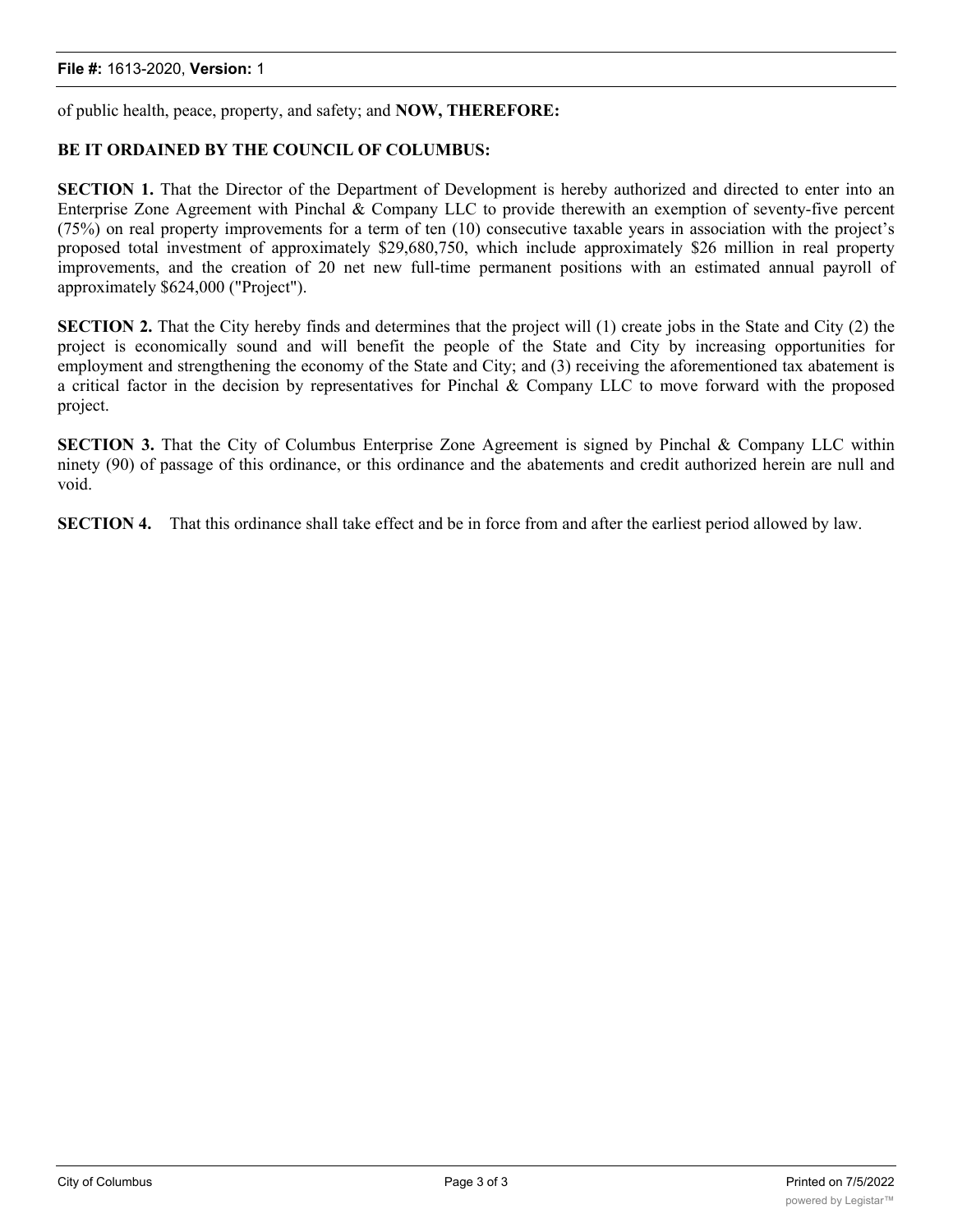of public health, peace, property, and safety; and **NOW, THEREFORE:**

**BE IT ORDAINED BY THE COUNCIL OF COLUMBUS:**

**SECTION 1.** That the Director of the Department of Development is hereby authorized and directed to enter into an Enterprise Zone Agreement with Pinchal & Company LLC to provide therewith an exemption of seventy-five percent (75%) on real property improvements for a term of ten (10) consecutive taxable years in association with the project's proposed total investment of approximately $29,680,750, which include approximately $26 million in real property improvements, and the creation of 20 net new full-time permanent positions with an estimated annual payroll of approximately $624,000 ("Project").

**SECTION 2.** That the City hereby finds and determines that the project will (1) create jobs in the State and City (2) the project is economically sound and will benefit the people of the State and City by increasing opportunities for employment and strengthening the economy of the State and City; and (3) receiving the aforementioned tax abatement is a critical factor in the decision by representatives for Pinchal & Company LLC to move forward with the proposed project.

**SECTION 3.** That the City of Columbus Enterprise Zone Agreement is signed by Pinchal & Company LLC within ninety (90) of passage of this ordinance, or this ordinance and the abatements and credit authorized herein are null and void.

**SECTION 4.** That this ordinance shall take effect and be in force from and after the earliest period allowed by law.